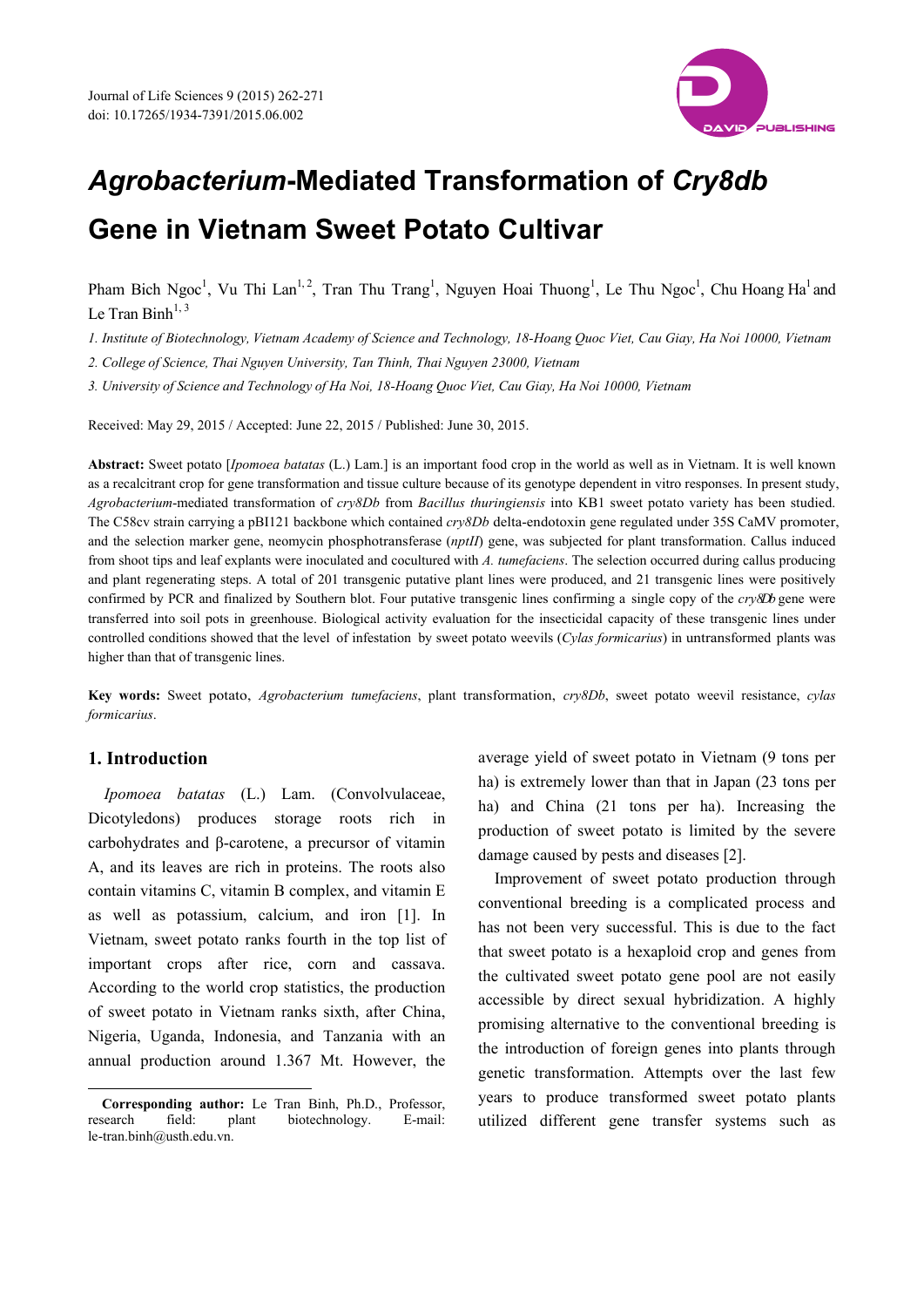# *Agrobacterium*-Mediated Transformation of *Cry8db* Gene in Vietnam Sweet Potato Cultivar

Pham Bich Ngoc[1], Vu Thi Lan[1,2], Tran Thu Trang[1], Nguyen Hoai Thuong[1], Le Thu Ngoc[1], Chu Hoang Ha[1] and Le Tran Binh[1,3]

*1. Institute of Biotechnology, Vietnam Academy of Science and Technology, 18-Hoang Quoc Viet, Cau Giay, Ha Noi 10000, Vietnam*

*2. College of Science, Thai Nguyen University, Tan Thinh, Thai Nguyen 23000, Vietnam*

*3. University of Science and Technology of Ha Noi, 18-Hoang Quoc Viet, Cau Giay, Ha Noi 10000, Vietnam*

Received: May 29, 2015 / Accepted: June 22, 2015 / Published: June 30, 2015.

**Abstract:** Sweet potato [*Ipomoea batatas* (L.) Lam.] is an important food crop in the world as well as in Vietnam. It is well known as a recalcitrant crop for gene transformation and tissue culture because of its genotype dependent in vitro responses. In present study, *Agrobacterium*-mediated transformation of *cry8Db* from *Bacillus thuringiensis* into KB1 sweet potato variety has been studied. The C58cv strain carrying a pBI121 backbone which contained *cry8Db* delta-endotoxin gene regulated under 35S CaMV promoter, and the selection marker gene, neomycin phosphotransferase (*nptII*) gene, was subjected for plant transformation. Callus induced from shoot tips and leaf explants were inoculated and cocultured with *A. tumefaciens*. The selection occurred during callus producing and plant regenerating steps. A total of 201 transgenic putative plant lines were produced, and 21 transgenic lines were positively confirmed by PCR and finalized by Southern blot. Four putative transgenic lines confirming a single copy of the *cry8Db* gene were transferred into soil pots in greenhouse. Biological activity evaluation for the insecticidal capacity of these transgenic lines under controlled conditions showed that the level of infestation by sweet potato weevils (*Cylas formicarius*) in untransformed plants was higher than that of transgenic lines.

**Key words:** Sweet potato, *Agrobacterium tumefaciens*, plant transformation, *cry8Db*, sweet potato weevil resistance, *cylas formicarius*.

## 1. Introduction

*Ipomoea batatas* (L.) Lam. (Convolvulaceae, Dicotyledons) produces storage roots rich in carbohydrates and β-carotene, a precursor of vitamin A, and its leaves are rich in proteins. The roots also contain vitamins C, vitamin B complex, and vitamin E as well as potassium, calcium, and iron [1]. In Vietnam, sweet potato ranks fourth in the top list of important crops after rice, corn and cassava. According to the world crop statistics, the production of sweet potato in Vietnam ranks sixth, after China, Nigeria, Uganda, Indonesia, and Tanzania with an annual production around 1.367 Mt. However, the average yield of sweet potato in Vietnam (9 tons per ha) is extremely lower than that in Japan (23 tons per ha) and China (21 tons per ha). Increasing the production of sweet potato is limited by the severe damage caused by pests and diseases [2].

Improvement of sweet potato production through conventional breeding is a complicated process and has not been very successful. This is due to the fact that sweet potato is a hexaploid crop and genes from the cultivated sweet potato gene pool are not easily accessible by direct sexual hybridization. A highly promising alternative to the conventional breeding is the introduction of foreign genes into plants through genetic transformation. Attempts over the last few years to produce transformed sweet potato plants utilized different gene transfer systems such as

**Corresponding author:** Le Tran Binh, Ph.D., Professor, research field: plant biotechnology. E-mail: le-tran.binh@usth.edu.vn.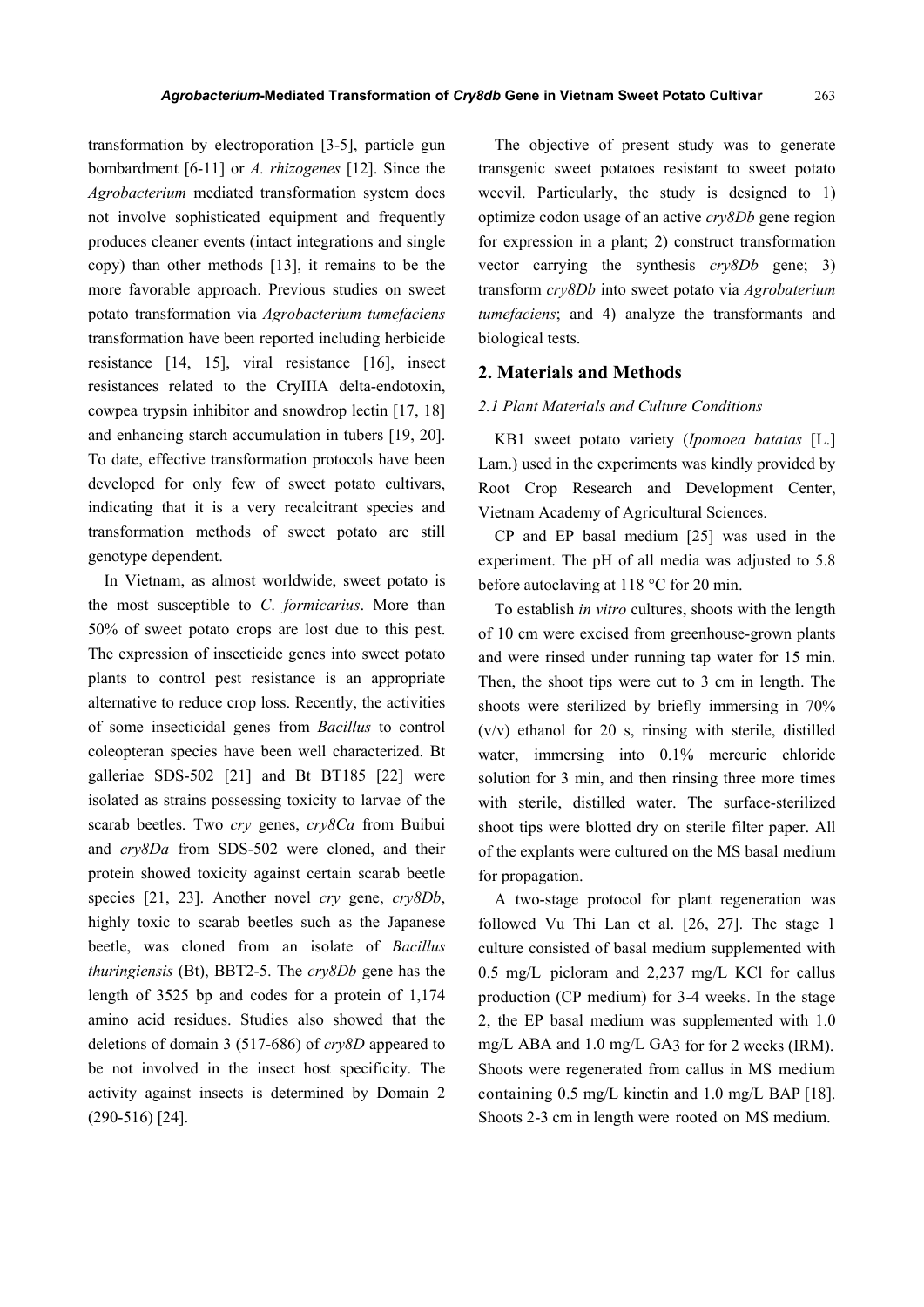transformation by electroporation [3-5], particle gun bombardment [6-11] or *A. rhizogenes* [12]. Since the *Agrobacterium* mediated transformation system does not involve sophisticated equipment and frequently produces cleaner events (intact integrations and single copy) than other methods [13], it remains to be the more favorable approach. Previous studies on sweet potato transformation via *Agrobacterium tumefaciens* transformation have been reported including herbicide resistance [14, 15], viral resistance [16], insect resistances related to the CryIIIA delta-endotoxin, cowpea trypsin inhibitor and snowdrop lectin [17, 18] and enhancing starch accumulation in tubers [19, 20]. To date, effective transformation protocols have been developed for only few of sweet potato cultivars, indicating that it is a very recalcitrant species and transformation methods of sweet potato are still genotype dependent.

In Vietnam, as almost worldwide, sweet potato is the most susceptible to *C. formicarius*. More than 50% of sweet potato crops are lost due to this pest. The expression of insecticide genes into sweet potato plants to control pest resistance is an appropriate alternative to reduce crop loss. Recently, the activities of some insecticidal genes from *Bacillus* to control coleopteran species have been well characterized. Bt galleriae SDS-502 [21] and Bt BT185 [22] were isolated as strains possessing toxicity to larvae of the scarab beetles. Two *cry* genes, *cry8Ca* from Buibui and *cry8Da* from SDS-502 were cloned, and their protein showed toxicity against certain scarab beetle species [21, 23]. Another novel *cry* gene, *cry8Db*, highly toxic to scarab beetles such as the Japanese beetle, was cloned from an isolate of *Bacillus thuringiensis* (Bt), BBT2-5. The *cry8Db* gene has the length of 3525 bp and codes for a protein of 1,174 amino acid residues. Studies also showed that the deletions of domain 3 (517-686) of *cry8D* appeared to be not involved in the insect host specificity. The activity against insects is determined by Domain 2 (290-516) [24].

The objective of present study was to generate transgenic sweet potatoes resistant to sweet potato weevil. Particularly, the study is designed to 1) optimize codon usage of an active *cry8Db* gene region for expression in a plant; 2) construct transformation vector carrying the synthesis *cry8Db* gene; 3) transform *cry8Db* into sweet potato via *Agrobaterium tumefaciens*; and 4) analyze the transformants and biological tests.

## 2. Materials and Methods

### 2.1 Plant Materials and Culture Conditions

KB1 sweet potato variety (*Ipomoea batatas* [L.] Lam.) used in the experiments was kindly provided by Root Crop Research and Development Center, Vietnam Academy of Agricultural Sciences.

CP and EP basal medium [25] was used in the experiment. The pH of all media was adjusted to 5.8 before autoclaving at 118 °C for 20 min.

To establish *in vitro* cultures, shoots with the length of 10 cm were excised from greenhouse-grown plants and were rinsed under running tap water for 15 min. Then, the shoot tips were cut to 3 cm in length. The shoots were sterilized by briefly immersing in 70% (v/v) ethanol for 20 s, rinsing with sterile, distilled water, immersing into 0.1% mercuric chloride solution for 3 min, and then rinsing three more times with sterile, distilled water. The surface-sterilized shoot tips were blotted dry on sterile filter paper. All of the explants were cultured on the MS basal medium for propagation.

A two-stage protocol for plant regeneration was followed Vu Thi Lan et al. [26, 27]. The stage 1 culture consisted of basal medium supplemented with 0.5 mg/L picloram and 2,237 mg/L KCl for callus production (CP medium) for 3-4 weeks. In the stage 2, the EP basal medium was supplemented with 1.0 mg/L ABA and 1.0 mg/L $GA_3$ for for 2 weeks (IRM). Shoots were regenerated from callus in MS medium containing 0.5 mg/L kinetin and 1.0 mg/L BAP [18]. Shoots 2-3 cm in length were rooted on MS medium.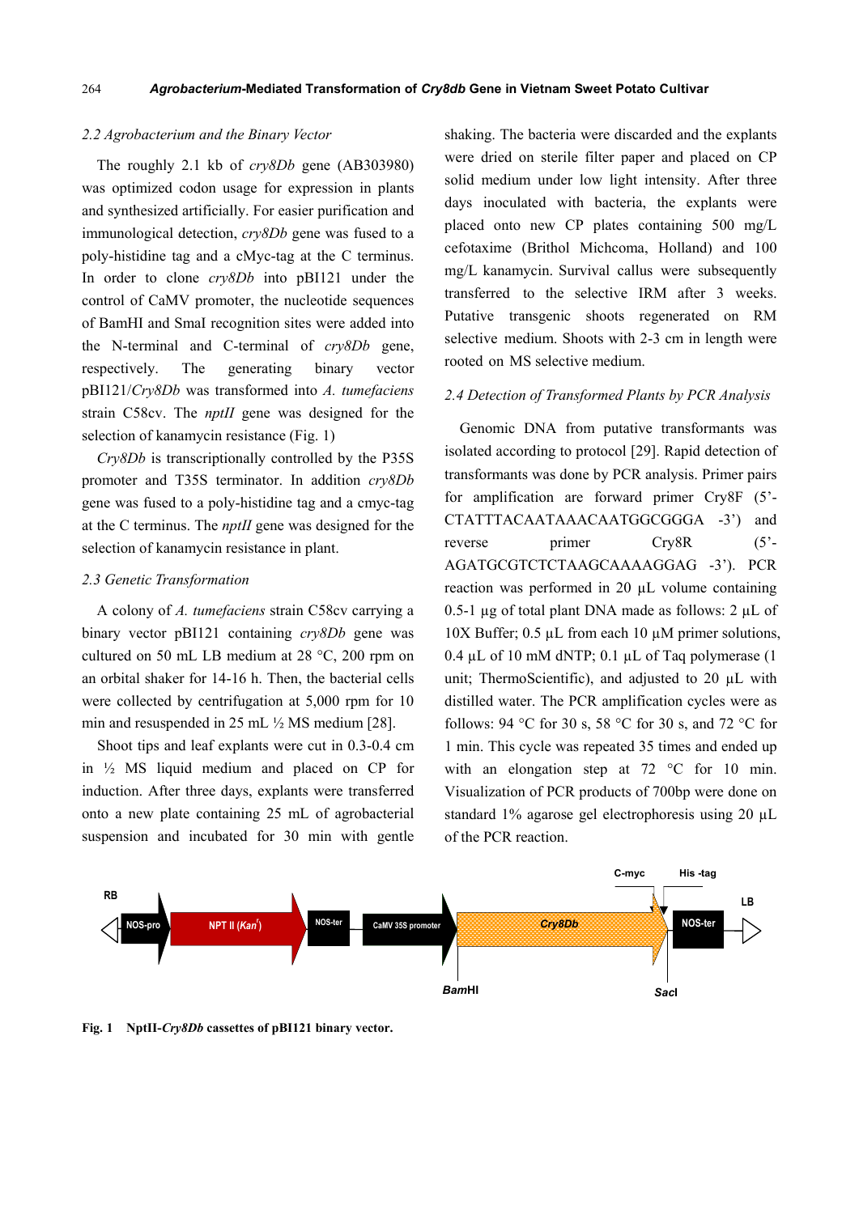### 2.2 Agrobacterium and the Binary Vector

The roughly 2.1 kb of *cry8Db* gene (AB303980) was optimized codon usage for expression in plants and synthesized artificially. For easier purification and immunological detection, *cry8Db* gene was fused to a poly-histidine tag and a cMyc-tag at the C terminus. In order to clone *cry8Db* into pBI121 under the control of CaMV promoter, the nucleotide sequences of BamHI and SmaI recognition sites were added into the N-terminal and C-terminal of *cry8Db* gene, respectively. The generating binary vector pBI121/*Cry8Db* was transformed into *A. tumefaciens* strain C58cv. The *nptII* gene was designed for the selection of kanamycin resistance (Fig. 1)

*Cry8Db* is transcriptionally controlled by the P35S promoter and T35S terminator. In addition *cry8Db* gene was fused to a poly-histidine tag and a cmyc-tag at the C terminus. The *nptII* gene was designed for the selection of kanamycin resistance in plant.

### 2.3 Genetic Transformation

A colony of *A. tumefaciens* strain C58cv carrying a binary vector pBI121 containing *cry8Db* gene was cultured on 50 mL LB medium at 28 °C, 200 rpm on an orbital shaker for 14-16 h. Then, the bacterial cells were collected by centrifugation at 5,000 rpm for 10 min and resuspended in 25 mL ½ MS medium [28].

Shoot tips and leaf explants were cut in 0.3-0.4 cm in ½ MS liquid medium and placed on CP for induction. After three days, explants were transferred onto a new plate containing 25 mL of agrobacterial suspension and incubated for 30 min with gentle shaking. The bacteria were discarded and the explants were dried on sterile filter paper and placed on CP solid medium under low light intensity. After three days inoculated with bacteria, the explants were placed onto new CP plates containing 500 mg/L cefotaxime (Brithol Michcoma, Holland) and 100 mg/L kanamycin. Survival callus were subsequently transferred to the selective IRM after 3 weeks. Putative transgenic shoots regenerated on RM selective medium. Shoots with 2-3 cm in length were rooted on MS selective medium.

### 2.4 Detection of Transformed Plants by PCR Analysis

Genomic DNA from putative transformants was isolated according to protocol [29]. Rapid detection of transformants was done by PCR analysis. Primer pairs for amplification are forward primer Cry8F (5'-CTATTTACAATAAACAATGGCGGGA -3') and reverse primer Cry8R (5'-AGATGCGTCTCTAAGCAAAAGGAG -3'). PCR reaction was performed in 20 μL volume containing 0.5-1 μg of total plant DNA made as follows: 2 μL of 10X Buffer; 0.5 μL from each 10 μM primer solutions, 0.4 μL of 10 mM dNTP; 0.1 μL of Taq polymerase (1 unit; ThermoScientific), and adjusted to 20 μL with distilled water. The PCR amplification cycles were as follows: 94 °C for 30 s, 58 °C for 30 s, and 72 °C for 1 min. This cycle was repeated 35 times and ended up with an elongation step at 72 °C for 10 min. Visualization of PCR products of 700bp were done on standard 1% agarose gel electrophoresis using 20 μL of the PCR reaction.

RB | NOS-pro | NPT II ($Kan^r$) | NOS-ter | CaMV 35S promoter | Cry8Db | C-myc | His -tag | NOS-ter | LB | BamHI | SacI

**Fig. 1** NptII-*Cry8Db* cassettes of pBI121 binary vector.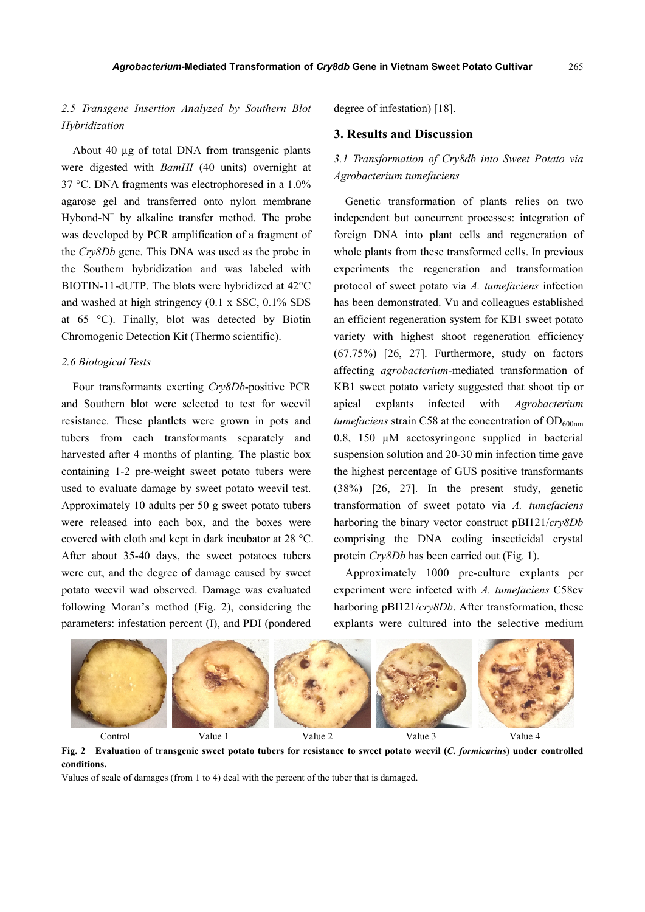### 2.5 Transgene Insertion Analyzed by Southern Blot Hybridization

About 40 µg of total DNA from transgenic plants were digested with *BamHI* (40 units) overnight at 37 °C. DNA fragments was electrophoresed in a 1.0% agarose gel and transferred onto nylon membrane Hybond-$N^+$ by alkaline transfer method. The probe was developed by PCR amplification of a fragment of the *Cry8Db* gene. This DNA was used as the probe in the Southern hybridization and was labeled with BIOTIN-11-dUTP. The blots were hybridized at 42°C and washed at high stringency (0.1 x SSC, 0.1% SDS at 65 °C). Finally, blot was detected by Biotin Chromogenic Detection Kit (Thermo scientific).

### 2.6 Biological Tests

Four transformants exerting *Cry8Db*-positive PCR and Southern blot were selected to test for weevil resistance. These plantlets were grown in pots and tubers from each transformants separately and harvested after 4 months of planting. The plastic box containing 1-2 pre-weight sweet potato tubers were used to evaluate damage by sweet potato weevil test. Approximately 10 adults per 50 g sweet potato tubers were released into each box, and the boxes were covered with cloth and kept in dark incubator at 28 °C. After about 35-40 days, the sweet potatoes tubers were cut, and the degree of damage caused by sweet potato weevil wad observed. Damage was evaluated following Moran's method (Fig. 2), considering the parameters: infestation percent (I), and PDI (pondered degree of infestation) [18].

## 3. Results and Discussion

### 3.1 Transformation of Cry8db into Sweet Potato via Agrobacterium tumefaciens

Genetic transformation of plants relies on two independent but concurrent processes: integration of foreign DNA into plant cells and regeneration of whole plants from these transformed cells. In previous experiments the regeneration and transformation protocol of sweet potato via *A. tumefaciens* infection has been demonstrated. Vu and colleagues established an efficient regeneration system for KB1 sweet potato variety with highest shoot regeneration efficiency (67.75%) [26, 27]. Furthermore, study on factors affecting *agrobacterium*-mediated transformation of KB1 sweet potato variety suggested that shoot tip or apical explants infected with *Agrobacterium tumefaciens* strain C58 at the concentration of $OD_{600nm}$ 0.8, 150 µM acetosyringone supplied in bacterial suspension solution and 20-30 min infection time gave the highest percentage of GUS positive transformants (38%) [26, 27]. In the present study, genetic transformation of sweet potato via *A. tumefaciens* harboring the binary vector construct pBI121/*cry8Db* comprising the DNA coding insecticidal crystal protein *Cry8Db* has been carried out (Fig. 1).

Approximately 1000 pre-culture explants per experiment were infected with *A. tumefaciens* C58cv harboring pBI121/*cry8Db*. After transformation, these explants were cultured into the selective medium

Control Value 1 Value 2 Value 3 Value 4

**Fig. 2 Evaluation of transgenic sweet potato tubers for resistance to sweet potato weevil (*C. formicarius*) under controlled conditions.**

Values of scale of damages (from 1 to 4) deal with the percent of the tuber that is damaged.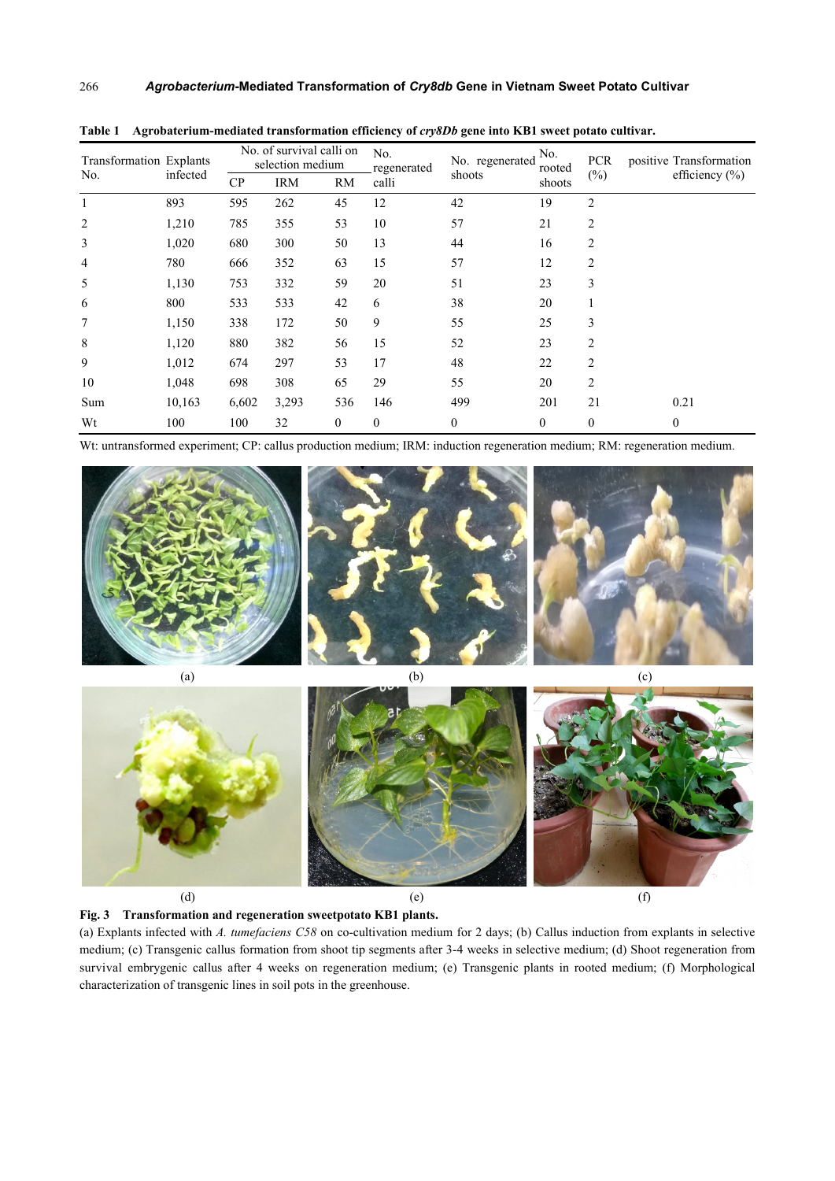**Table 1 Agrobaterium-mediated transformation efficiency of *cry8Db* gene into KB1 sweet potato cultivar.**

| Transformation No. | Explants infected | No. of survival calli on selection medium | | | No. regenerated calli | No. regenerated shoots | No. rooted shoots | PCR positive (%) | Transformation efficiency (%) |
|---|---|---|---|---|---|---|---|---|---|
| | | CP | IRM | RM | | | | | |
| 1 | 893 | 595 | 262 | 45 | 12 | 42 | 19 | 2 | |
| 2 | 1,210 | 785 | 355 | 53 | 10 | 57 | 21 | 2 | |
| 3 | 1,020 | 680 | 300 | 50 | 13 | 44 | 16 | 2 | |
| 4 | 780 | 666 | 352 | 63 | 15 | 57 | 12 | 2 | |
| 5 | 1,130 | 753 | 332 | 59 | 20 | 51 | 23 | 3 | |
| 6 | 800 | 533 | 533 | 42 | 6 | 38 | 20 | 1 | |
| 7 | 1,150 | 338 | 172 | 50 | 9 | 55 | 25 | 3 | |
| 8 | 1,120 | 880 | 382 | 56 | 15 | 52 | 23 | 2 | |
| 9 | 1,012 | 674 | 297 | 53 | 17 | 48 | 22 | 2 | |
| 10 | 1,048 | 698 | 308 | 65 | 29 | 55 | 20 | 2 | |
| Sum | 10,163 | 6,602 | 3,293 | 536 | 146 | 499 | 201 | 21 | 0.21 |
| Wt | 100 | 100 | 32 | 0 | 0 | 0 | 0 | 0 | 0 |

Wt: untransformed experiment; CP: callus production medium; IRM: induction regeneration medium; RM: regeneration medium.

(a) (b) (c) (d) (e) (f)

**Fig. 3 Transformation and regeneration sweetpotato KB1 plants.**
(a) Explants infected with *A. tumefaciens C58* on co-cultivation medium for 2 days; (b) Callus induction from explants in selective medium; (c) Transgenic callus formation from shoot tip segments after 3-4 weeks in selective medium; (d) Shoot regeneration from survival embryogenic callus after 4 weeks on regeneration medium; (e) Transgenic plants in rooted medium; (f) Morphological characterization of transgenic lines in soil pots in the greenhouse.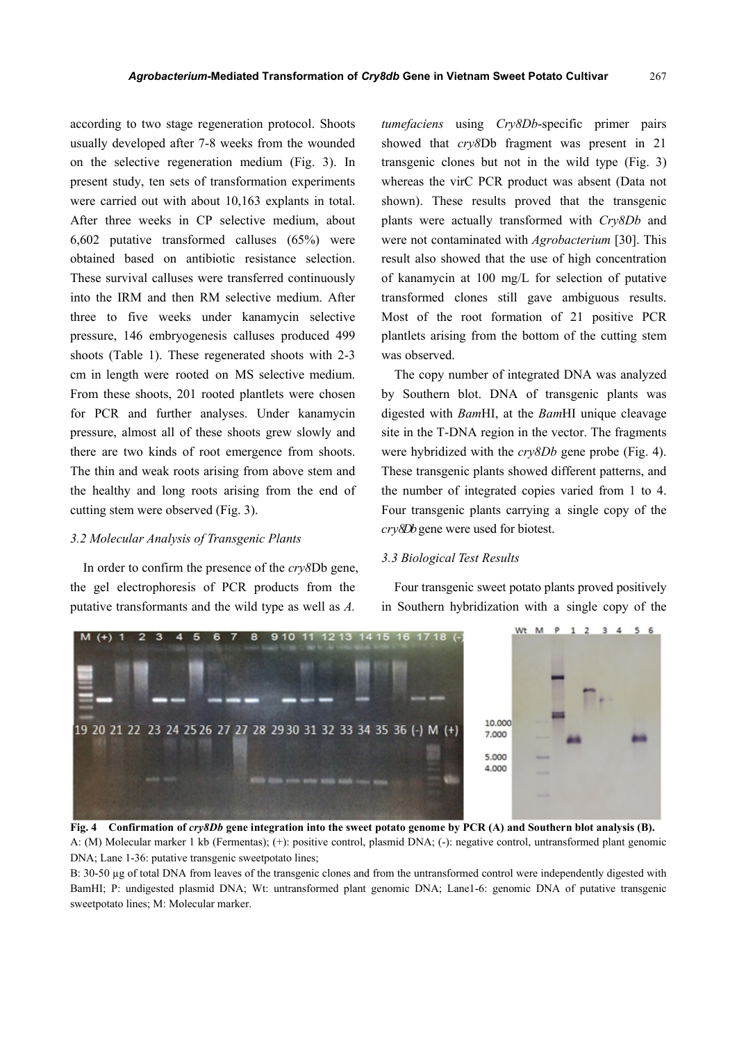according to two stage regeneration protocol. Shoots usually developed after 7-8 weeks from the wounded on the selective regeneration medium (Fig. 3). In present study, ten sets of transformation experiments were carried out with about 10,163 explants in total. After three weeks in CP selective medium, about 6,602 putative transformed calluses (65%) were obtained based on antibiotic resistance selection. These survival calluses were transferred continuously into the IRM and then RM selective medium. After three to five weeks under kanamycin selective pressure, 146 embryogenesis calluses produced 499 shoots (Table 1). These regenerated shoots with 2-3 cm in length were rooted on MS selective medium. From these shoots, 201 rooted plantlets were chosen for PCR and further analyses. Under kanamycin pressure, almost all of these shoots grew slowly and there are two kinds of root emergence from shoots. The thin and weak roots arising from above stem and the healthy and long roots arising from the end of cutting stem were observed (Fig. 3).

### 3.2 Molecular Analysis of Transgenic Plants

In order to confirm the presence of the *cry8*Db gene, the gel electrophoresis of PCR products from the putative transformants and the wild type as well as *A. tumefaciens* using *Cry8Db*-specific primer pairs showed that *cry8*Db fragment was present in 21 transgenic clones but not in the wild type (Fig. 3) whereas the virC PCR product was absent (Data not shown). These results proved that the transgenic plants were actually transformed with *Cry8Db* and were not contaminated with *Agrobacterium* [30]. This result also showed that the use of high concentration of kanamycin at 100 mg/L for selection of putative transformed clones still gave ambiguous results. Most of the root formation of 21 positive PCR plantlets arising from the bottom of the cutting stem was observed.

The copy number of integrated DNA was analyzed by Southern blot. DNA of transgenic plants was digested with *Bam*HI, at the *Bam*HI unique cleavage site in the T-DNA region in the vector. The fragments were hybridized with the *cry8Db* gene probe (Fig. 4). These transgenic plants showed different patterns, and the number of integrated copies varied from 1 to 4. Four transgenic plants carrying a single copy of the *cry8Db* gene were used for biotest.

### 3.3 Biological Test Results

Four transgenic sweet potato plants proved positively in Southern hybridization with a single copy of the

**Fig. 4 Confirmation of *cry8Db* gene integration into the sweet potato genome by PCR (A) and Southern blot analysis (B).**
A: (M) Molecular marker 1 kb (Fermentas); (+): positive control, plasmid DNA; (-): negative control, untransformed plant genomic DNA; Lane 1-36: putative transgenic sweetpotato lines;
B: 30-50 µg of total DNA from leaves of the transgenic clones and from the untransformed control were independently digested with BamHI; P: undigested plasmid DNA; Wt: untransformed plant genomic DNA; Lane1-6: genomic DNA of putative transgenic sweetpotato lines; M: Molecular marker.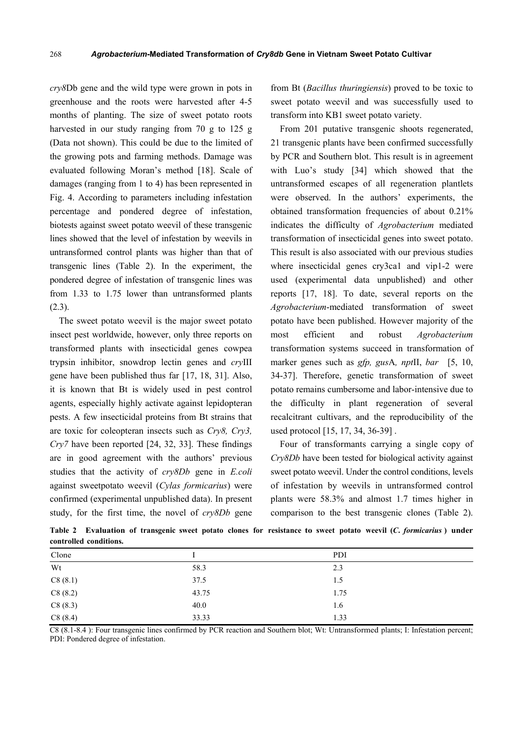*cry8*Db gene and the wild type were grown in pots in greenhouse and the roots were harvested after 4-5 months of planting. The size of sweet potato roots harvested in our study ranging from 70 g to 125 g (Data not shown). This could be due to the limited of the growing pots and farming methods. Damage was evaluated following Moran's method [18]. Scale of damages (ranging from 1 to 4) has been represented in Fig. 4. According to parameters including infestation percentage and pondered degree of infestation, biotests against sweet potato weevil of these transgenic lines showed that the level of infestation by weevils in untransformed control plants was higher than that of transgenic lines (Table 2). In the experiment, the pondered degree of infestation of transgenic lines was from 1.33 to 1.75 lower than untransformed plants (2.3).

The sweet potato weevil is the major sweet potato insect pest worldwide, however, only three reports on transformed plants with insecticidal genes cowpea trypsin inhibitor, snowdrop lectin genes and *cry*III gene have been published thus far [17, 18, 31]. Also, it is known that Bt is widely used in pest control agents, especially highly activate against lepidopteran pests. A few insecticidal proteins from Bt strains that are toxic for coleopteran insects such as *Cry8, Cry3, Cry7* have been reported [24, 32, 33]. These findings are in good agreement with the authors' previous studies that the activity of *cry8Db* gene in *E.coli* against sweetpotato weevil (*Cylas formicarius*) were confirmed (experimental unpublished data). In present study, for the first time, the novel of *cry8Db* gene from Bt (*Bacillus thuringiensis*) proved to be toxic to sweet potato weevil and was successfully used to transform into KB1 sweet potato variety.

From 201 putative transgenic shoots regenerated, 21 transgenic plants have been confirmed successfully by PCR and Southern blot. This result is in agreement with Luo's study [34] which showed that the untransformed escapes of all regeneration plantlets were observed. In the authors' experiments, the obtained transformation frequencies of about 0.21% indicates the difficulty of *Agrobacterium* mediated transformation of insecticidal genes into sweet potato. This result is also associated with our previous studies where insecticidal genes cry3ca1 and vip1-2 were used (experimental data unpublished) and other reports [17, 18]. To date, several reports on the *Agrobacterium*-mediated transformation of sweet potato have been published. However majority of the most efficient and robust *Agrobacterium* transformation systems succeed in transformation of marker genes such as *gfp, gus*A*, npt*II, *bar* [5, 10, 34-37]. Therefore, genetic transformation of sweet potato remains cumbersome and labor-intensive due to the difficulty in plant regeneration of several recalcitrant cultivars, and the reproducibility of the used protocol [15, 17, 34, 36-39] .

Four of transformants carrying a single copy of *Cry8Db* have been tested for biological activity against sweet potato weevil. Under the control conditions, levels of infestation by weevils in untransformed control plants were 58.3% and almost 1.7 times higher in comparison to the best transgenic clones (Table 2).

**Table 2 Evaluation of transgenic sweet potato clones for resistance to sweet potato weevil (*C. formicarius*) under controlled conditions.**

| Clone | I | PDI |
|---|---|---|
| Wt | 58.3 | 2.3 |
| C8 (8.1) | 37.5 | 1.5 |
| C8 (8.2) | 43.75 | 1.75 |
| C8 (8.3) | 40.0 | 1.6 |
| C8 (8.4) | 33.33 | 1.33 |

C8 (8.1-8.4 ): Four transgenic lines confirmed by PCR reaction and Southern blot; Wt: Untransformed plants; I: Infestation percent; PDI: Pondered degree of infestation.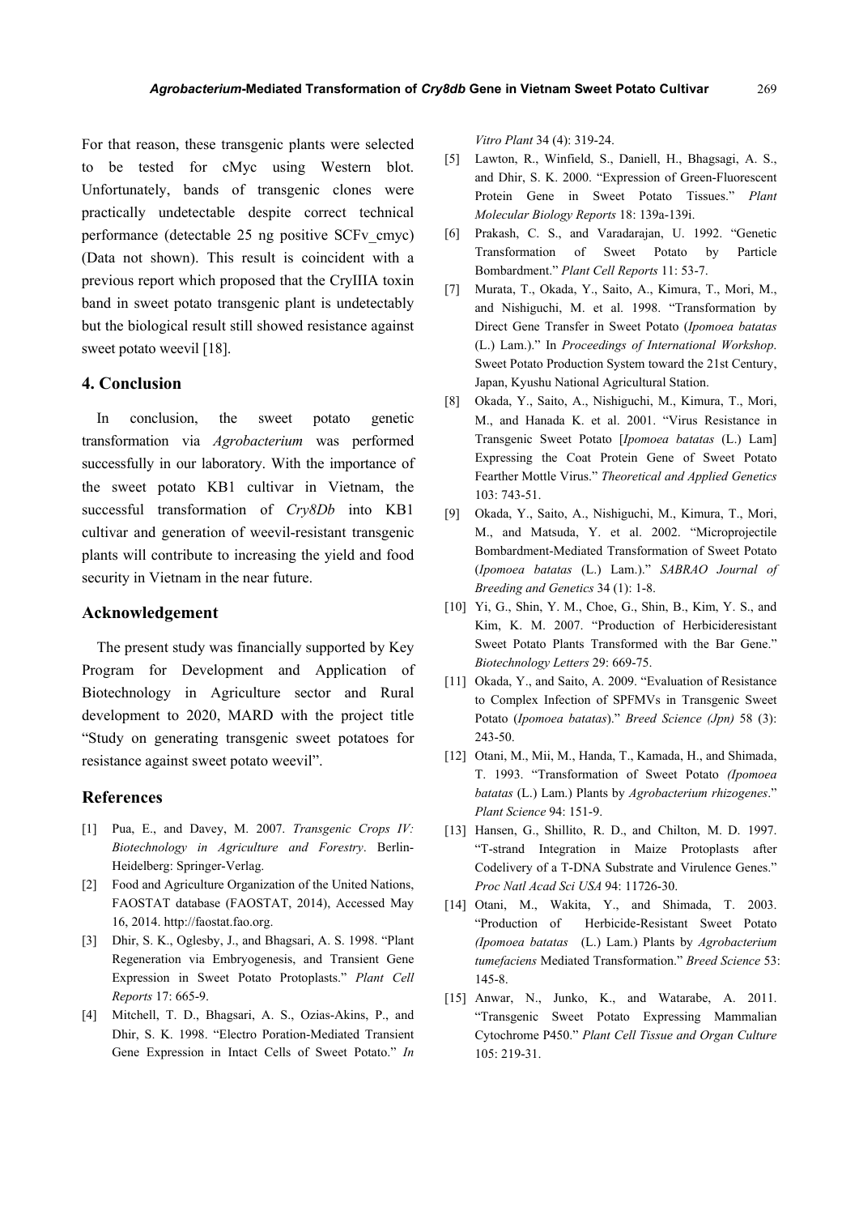For that reason, these transgenic plants were selected to be tested for cMyc using Western blot. Unfortunately, bands of transgenic clones were practically undetectable despite correct technical performance (detectable 25 ng positive SCFv_cmyc) (Data not shown). This result is coincident with a previous report which proposed that the CryIIIA toxin band in sweet potato transgenic plant is undetectably but the biological result still showed resistance against sweet potato weevil [18].

## 4. Conclusion

In conclusion, the sweet potato genetic transformation via *Agrobacterium* was performed successfully in our laboratory. With the importance of the sweet potato KB1 cultivar in Vietnam, the successful transformation of *Cry8Db* into KB1 cultivar and generation of weevil-resistant transgenic plants will contribute to increasing the yield and food security in Vietnam in the near future.

## Acknowledgement

The present study was financially supported by Key Program for Development and Application of Biotechnology in Agriculture sector and Rural development to 2020, MARD with the project title "Study on generating transgenic sweet potatoes for resistance against sweet potato weevil".

## References

[1] Pua, E., and Davey, M. 2007. *Transgenic Crops IV: Biotechnology in Agriculture and Forestry*. Berlin-Heidelberg: Springer-Verlag.

[2] Food and Agriculture Organization of the United Nations, FAOSTAT database (FAOSTAT, 2014), Accessed May 16, 2014. http://faostat.fao.org.

[3] Dhir, S. K., Oglesby, J., and Bhagsari, A. S. 1998. "Plant Regeneration via Embryogenesis, and Transient Gene Expression in Sweet Potato Protoplasts." *Plant Cell Reports* 17: 665-9.

[4] Mitchell, T. D., Bhagsari, A. S., Ozias-Akins, P., and Dhir, S. K. 1998. "Electro Poration-Mediated Transient Gene Expression in Intact Cells of Sweet Potato." *In Vitro Plant* 34 (4): 319-24.

[5] Lawton, R., Winfield, S., Daniell, H., Bhagsagi, A. S., and Dhir, S. K. 2000. "Expression of Green-Fluorescent Protein Gene in Sweet Potato Tissues." *Plant Molecular Biology Reports* 18: 139a-139i.

[6] Prakash, C. S., and Varadarajan, U. 1992. "Genetic Transformation of Sweet Potato by Particle Bombardment." *Plant Cell Reports* 11: 53-7.

[7] Murata, T., Okada, Y., Saito, A., Kimura, T., Mori, M., and Nishiguchi, M. et al. 1998. "Transformation by Direct Gene Transfer in Sweet Potato (*Ipomoea batatas* (L.) Lam.)." In *Proceedings of International Workshop*. Sweet Potato Production System toward the 21st Century, Japan, Kyushu National Agricultural Station.

[8] Okada, Y., Saito, A., Nishiguchi, M., Kimura, T., Mori, M., and Hanada K. et al. 2001. "Virus Resistance in Transgenic Sweet Potato [*Ipomoea batatas* (L.) Lam] Expressing the Coat Protein Gene of Sweet Potato Fearther Mottle Virus." *Theoretical and Applied Genetics* 103: 743-51.

[9] Okada, Y., Saito, A., Nishiguchi, M., Kimura, T., Mori, M., and Matsuda, Y. et al. 2002. "Microprojectile Bombardment-Mediated Transformation of Sweet Potato (*Ipomoea batatas* (L.) Lam.)." *SABRAO Journal of Breeding and Genetics* 34 (1): 1-8.

[10] Yi, G., Shin, Y. M., Choe, G., Shin, B., Kim, Y. S., and Kim, K. M. 2007. "Production of Herbicideresistant Sweet Potato Plants Transformed with the Bar Gene." *Biotechnology Letters* 29: 669-75.

[11] Okada, Y., and Saito, A. 2009. "Evaluation of Resistance to Complex Infection of SPFMVs in Transgenic Sweet Potato (*Ipomoea batatas*)." *Breed Science (Jpn)* 58 (3): 243-50.

[12] Otani, M., Mii, M., Handa, T., Kamada, H., and Shimada, T. 1993. "Transformation of Sweet Potato *(Ipomoea batatas* (L.) Lam.) Plants by *Agrobacterium rhizogenes*." *Plant Science* 94: 151-9.

[13] Hansen, G., Shillito, R. D., and Chilton, M. D. 1997. "T-strand Integration in Maize Protoplasts after Codelivery of a T-DNA Substrate and Virulence Genes." *Proc Natl Acad Sci USA* 94: 11726-30.

[14] Otani, M., Wakita, Y., and Shimada, T. 2003. "Production of Herbicide-Resistant Sweet Potato *(Ipomoea batatas* (L.) Lam.) Plants by *Agrobacterium tumefaciens* Mediated Transformation." *Breed Science* 53: 145-8.

[15] Anwar, N., Junko, K., and Watarabe, A. 2011. "Transgenic Sweet Potato Expressing Mammalian Cytochrome P450." *Plant Cell Tissue and Organ Culture* 105: 219-31.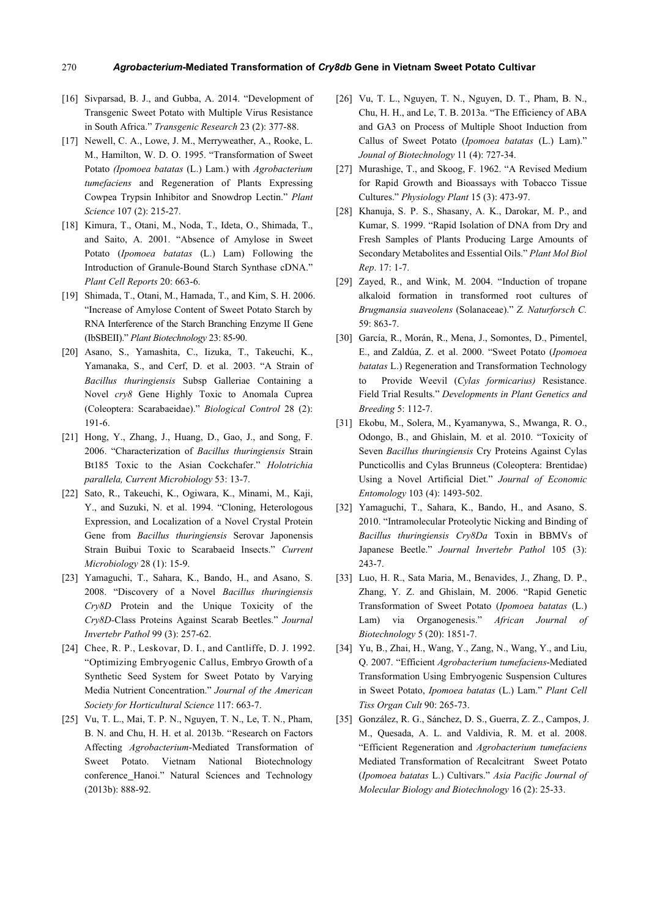[16] Sivparsad, B. J., and Gubba, A. 2014. "Development of Transgenic Sweet Potato with Multiple Virus Resistance in South Africa." *Transgenic Research* 23 (2): 377-88.

[17] Newell, C. A., Lowe, J. M., Merryweather, A., Rooke, L. M., Hamilton, W. D. O. 1995. "Transformation of Sweet Potato *(Ipomoea batatas* (L.) Lam.) with *Agrobacterium tumefaciens* and Regeneration of Plants Expressing Cowpea Trypsin Inhibitor and Snowdrop Lectin." *Plant Science* 107 (2): 215-27.

[18] Kimura, T., Otani, M., Noda, T., Ideta, O., Shimada, T., and Saito, A. 2001. "Absence of Amylose in Sweet Potato (*Ipomoea batatas* (L.) Lam) Following the Introduction of Granule-Bound Starch Synthase cDNA." *Plant Cell Reports* 20: 663-6.

[19] Shimada, T., Otani, M., Hamada, T., and Kim, S. H. 2006. "Increase of Amylose Content of Sweet Potato Starch by RNA Interference of the Starch Branching Enzyme II Gene (IbSBEII)." *Plant Biotechnology* 23: 85-90.

[20] Asano, S., Yamashita, C., Iizuka, T., Takeuchi, K., Yamanaka, S., and Cerf, D. et al. 2003. "A Strain of *Bacillus thuringiensis* Subsp Galleriae Containing a Novel *cry8* Gene Highly Toxic to Anomala Cuprea (Coleoptera: Scarabaeidae)." *Biological Control* 28 (2): 191-6.

[21] Hong, Y., Zhang, J., Huang, D., Gao, J., and Song, F. 2006. "Characterization of *Bacillus thuringiensis* Strain Bt185 Toxic to the Asian Cockchafer." *Holotrichia parallela, Current Microbiology* 53: 13-7.

[22] Sato, R., Takeuchi, K., Ogiwara, K., Minami, M., Kaji, Y., and Suzuki, N. et al. 1994. "Cloning, Heterologous Expression, and Localization of a Novel Crystal Protein Gene from *Bacillus thuringiensis* Serovar Japonensis Strain Buibui Toxic to Scarabaeid Insects." *Current Microbiology* 28 (1): 15-9.

[23] Yamaguchi, T., Sahara, K., Bando, H., and Asano, S. 2008. "Discovery of a Novel *Bacillus thuringiensis Cry8D* Protein and the Unique Toxicity of the *Cry8D*-Class Proteins Against Scarab Beetles." *Journal Invertebr Pathol* 99 (3): 257-62.

[24] Chee, R. P., Leskovar, D. I., and Cantliffe, D. J. 1992. "Optimizing Embryogenic Callus, Embryo Growth of a Synthetic Seed System for Sweet Potato by Varying Media Nutrient Concentration." *Journal of the American Society for Horticultural Science* 117: 663-7.

[25] Vu, T. L., Mai, T. P. N., Nguyen, T. N., Le, T. N., Pham, B. N. and Chu, H. H. et al. 2013b. "Research on Factors Affecting *Agrobacterium*-Mediated Transformation of Sweet Potato. Vietnam National Biotechnology conference_Hanoi." Natural Sciences and Technology (2013b): 888-92.

[26] Vu, T. L., Nguyen, T. N., Nguyen, D. T., Pham, B. N., Chu, H. H., and Le, T. B. 2013a. "The Efficiency of ABA and GA3 on Process of Multiple Shoot Induction from Callus of Sweet Potato (*Ipomoea batatas* (L.) Lam)." *Jounal of Biotechnology* 11 (4): 727-34.

[27] Murashige, T., and Skoog, F. 1962. "A Revised Medium for Rapid Growth and Bioassays with Tobacco Tissue Cultures." *Physiology Plant* 15 (3): 473-97.

[28] Khanuja, S. P. S., Shasany, A. K., Darokar, M. P., and Kumar, S. 1999. "Rapid Isolation of DNA from Dry and Fresh Samples of Plants Producing Large Amounts of Secondary Metabolites and Essential Oils." *Plant Mol Biol Rep*. 17: 1-7.

[29] Zayed, R., and Wink, M. 2004. "Induction of tropane alkaloid formation in transformed root cultures of *Brugmansia suaveolens* (Solanaceae)." *Z. Naturforsch C.* 59: 863-7.

[30] García, R., Morán, R., Mena, J., Somontes, D., Pimentel, E., and Zaldúa, Z. et al. 2000. "Sweet Potato (*Ipomoea batatas* L.) Regeneration and Transformation Technology to Provide Weevil (*Cylas formicarius)* Resistance. Field Trial Results." *Developments in Plant Genetics and Breeding* 5: 112-7.

[31] Ekobu, M., Solera, M., Kyamanywa, S., Mwanga, R. O., Odongo, B., and Ghislain, M. et al. 2010. "Toxicity of Seven *Bacillus thuringiensis* Cry Proteins Against Cylas Puncticollis and Cylas Brunneus (Coleoptera: Brentidae) Using a Novel Artificial Diet." *Journal of Economic Entomology* 103 (4): 1493-502.

[32] Yamaguchi, T., Sahara, K., Bando, H., and Asano, S. 2010. "Intramolecular Proteolytic Nicking and Binding of *Bacillus thuringiensis Cry8Da* Toxin in BBMVs of Japanese Beetle." *Journal Invertebr Pathol* 105 (3): 243-7.

[33] Luo, H. R., Sata Maria, M., Benavides, J., Zhang, D. P., Zhang, Y. Z. and Ghislain, M. 2006. "Rapid Genetic Transformation of Sweet Potato (*Ipomoea batatas* (L.) Lam) via Organogenesis." *African Journal of Biotechnology* 5 (20): 1851-7.

[34] Yu, B., Zhai, H., Wang, Y., Zang, N., Wang, Y., and Liu, Q. 2007. "Efficient *Agrobacterium tumefaciens*-Mediated Transformation Using Embryogenic Suspension Cultures in Sweet Potato, *Ipomoea batatas* (L.) Lam." *Plant Cell Tiss Organ Cult* 90: 265-73.

[35] González, R. G., Sánchez, D. S., Guerra, Z. Z., Campos, J. M., Quesada, A. L. and Valdivia, R. M. et al. 2008. "Efficient Regeneration and *Agrobacterium tumefaciens* Mediated Transformation of Recalcitrant Sweet Potato (*Ipomoea batatas* L.) Cultivars." *Asia Pacific Journal of Molecular Biology and Biotechnology* 16 (2): 25-33.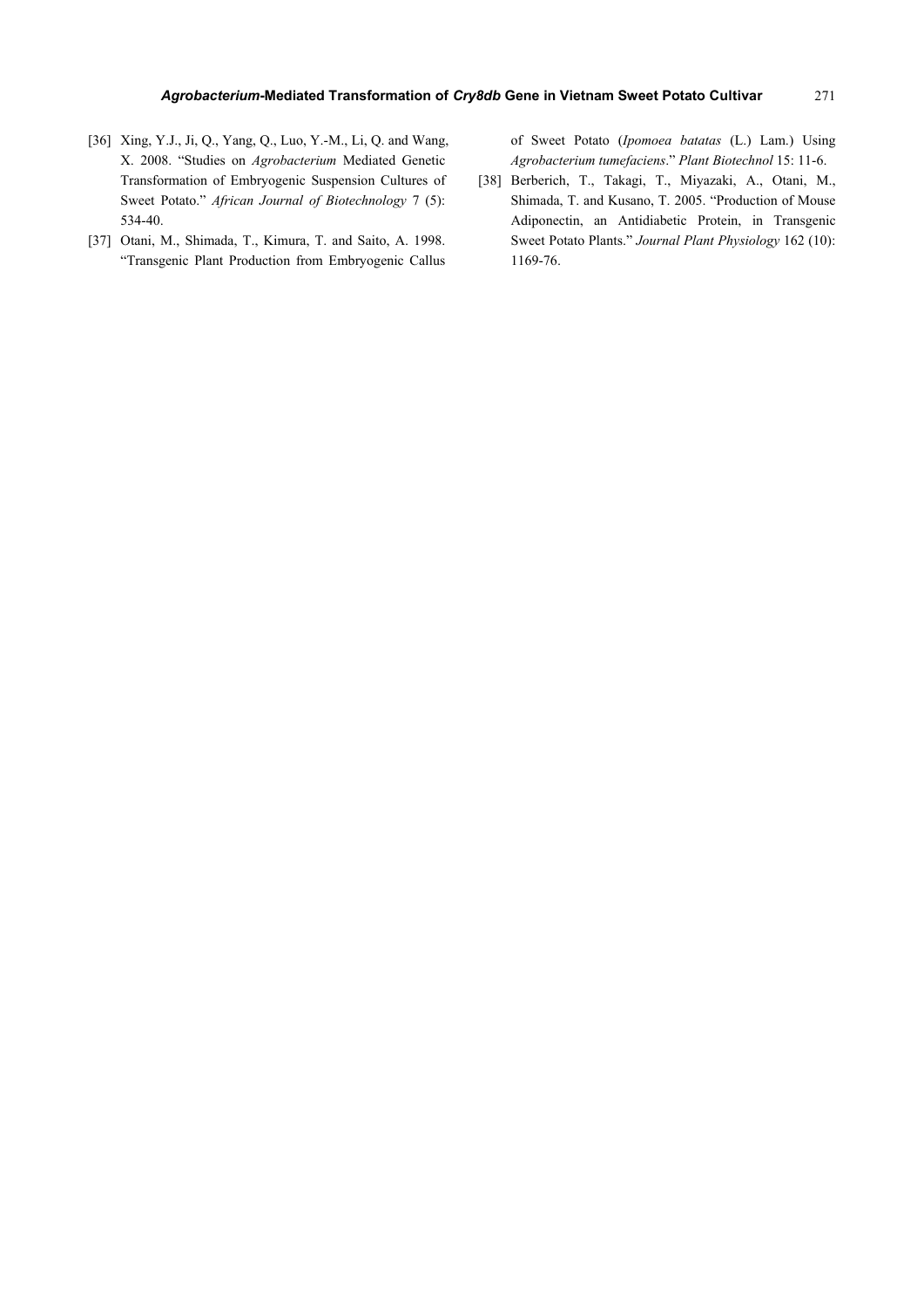[36] Xing, Y.J., Ji, Q., Yang, Q., Luo, Y.-M., Li, Q. and Wang, X. 2008. "Studies on *Agrobacterium* Mediated Genetic Transformation of Embryogenic Suspension Cultures of Sweet Potato." *African Journal of Biotechnology* 7 (5): 534-40.

[37] Otani, M., Shimada, T., Kimura, T. and Saito, A. 1998. "Transgenic Plant Production from Embryogenic Callus of Sweet Potato (*Ipomoea batatas* (L.) Lam.) Using *Agrobacterium tumefaciens*." *Plant Biotechnol* 15: 11-6.

[38] Berberich, T., Takagi, T., Miyazaki, A., Otani, M., Shimada, T. and Kusano, T. 2005. "Production of Mouse Adiponectin, an Antidiabetic Protein, in Transgenic Sweet Potato Plants." *Journal Plant Physiology* 162 (10): 1169-76.